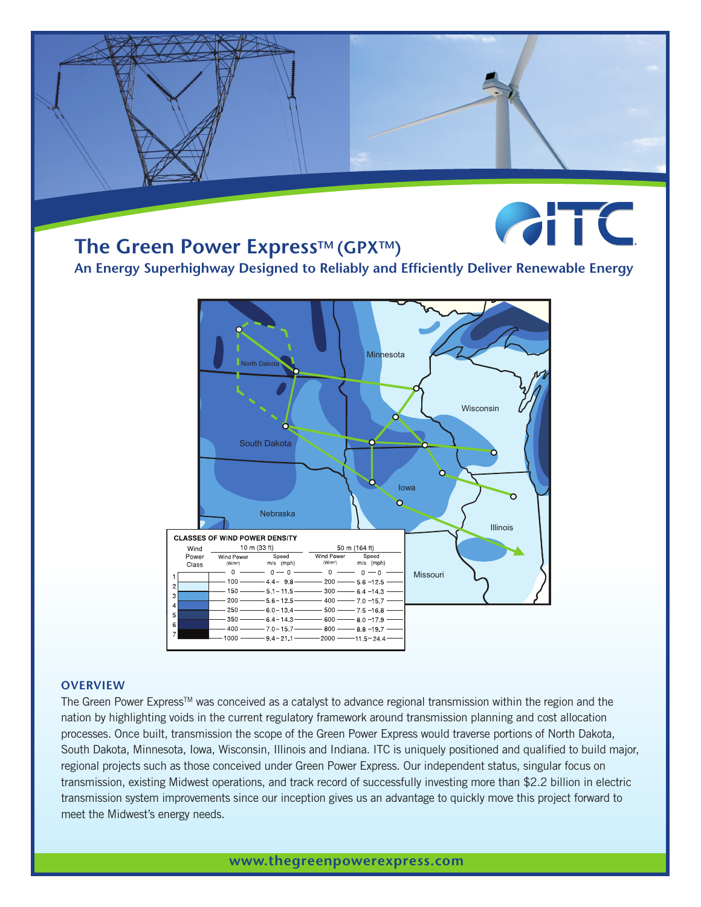# The Green Power Express™ (GPX™)

## An Energy Superhighway Designed to Reliably and Efficiently Deliver Renewable Energy

**CLASSES OF WIND POWER DENSITY**

| Wind Power Class | 10 m (33 ft) Wind Power (W/m²) | 10 m (33 ft) Speed m/s (mph) | 50 m (164 ft) Wind Power (W/m²) | 50 m (164 ft) Speed m/s (mph) |
|---|---|---|---|---|
| | 0 | 0 – 0 | 0 | 0 – 0 |
| 1 | 100 | 4.4 – 9.8 | 200 | 5.6 – 12.5 |
| 2 | 150 | 5.1 – 11.5 | 300 | 6.4 – 14.3 |
| 3 | 200 | 5.6 – 12.5 | 400 | 7.0 – 15.7 |
| 4 | 250 | 6.0 – 13.4 | 500 | 7.5 – 16.8 |
| 5 | 350 | 6.4 – 14.3 | 600 | 8.0 – 17.9 |
| 6 | 400 | 7.0 – 15.7 | 800 | 8.8 – 19.7 |
| 7 | 1000 | 9.4 – 21.1 | 2000 | 11.5 – 24.4 |

### OVERVIEW

The Green Power Express™ was conceived as a catalyst to advance regional transmission within the region and the nation by highlighting voids in the current regulatory framework around transmission planning and cost allocation processes. Once built, transmission the scope of the Green Power Express would traverse portions of North Dakota, South Dakota, Minnesota, Iowa, Wisconsin, Illinois and Indiana. ITC is uniquely positioned and qualified to build major, regional projects such as those conceived under Green Power Express. Our independent status, singular focus on transmission, existing Midwest operations, and track record of successfully investing more than $2.2 billion in electric transmission system improvements since our inception gives us an advantage to quickly move this project forward to meet the Midwest's energy needs.

www.thegreenpowerexpress.com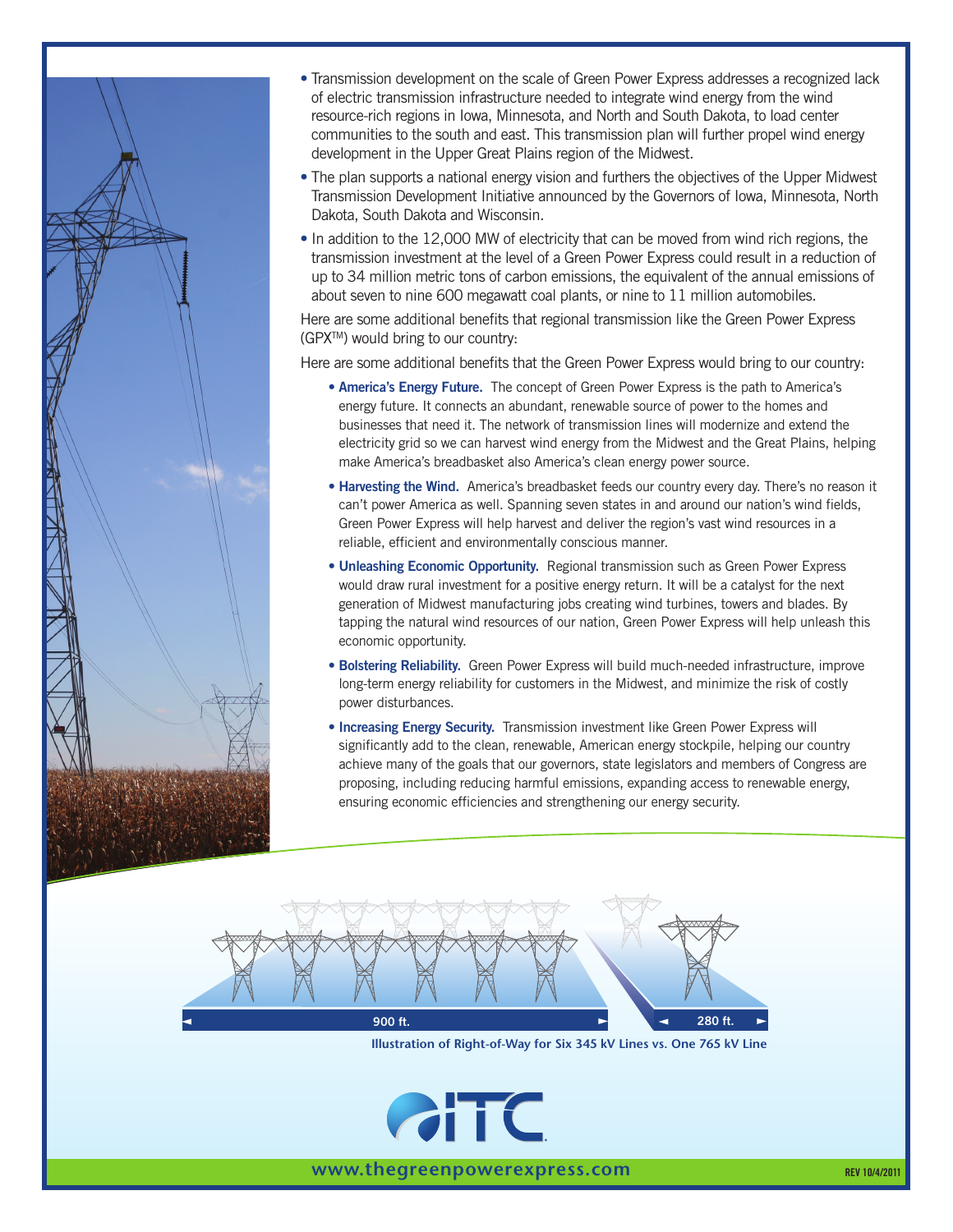- Transmission development on the scale of Green Power Express addresses a recognized lack of electric transmission infrastructure needed to integrate wind energy from the wind resource-rich regions in Iowa, Minnesota, and North and South Dakota, to load center communities to the south and east. This transmission plan will further propel wind energy development in the Upper Great Plains region of the Midwest.
- The plan supports a national energy vision and furthers the objectives of the Upper Midwest Transmission Development Initiative announced by the Governors of Iowa, Minnesota, North Dakota, South Dakota and Wisconsin.
- In addition to the 12,000 MW of electricity that can be moved from wind rich regions, the transmission investment at the level of a Green Power Express could result in a reduction of up to 34 million metric tons of carbon emissions, the equivalent of the annual emissions of about seven to nine 600 megawatt coal plants, or nine to 11 million automobiles.

Here are some additional benefits that regional transmission like the Green Power Express (GPX™) would bring to our country:

Here are some additional benefits that the Green Power Express would bring to our country:

- **America's Energy Future.** The concept of Green Power Express is the path to America's energy future. It connects an abundant, renewable source of power to the homes and businesses that need it. The network of transmission lines will modernize and extend the electricity grid so we can harvest wind energy from the Midwest and the Great Plains, helping make America's breadbasket also America's clean energy power source.
- **Harvesting the Wind.** America's breadbasket feeds our country every day. There's no reason it can't power America as well. Spanning seven states in and around our nation's wind fields, Green Power Express will help harvest and deliver the region's vast wind resources in a reliable, efficient and environmentally conscious manner.
- **Unleashing Economic Opportunity.** Regional transmission such as Green Power Express would draw rural investment for a positive energy return. It will be a catalyst for the next generation of Midwest manufacturing jobs creating wind turbines, towers and blades. By tapping the natural wind resources of our nation, Green Power Express will help unleash this economic opportunity.
- **Bolstering Reliability.** Green Power Express will build much-needed infrastructure, improve long-term energy reliability for customers in the Midwest, and minimize the risk of costly power disturbances.
- **Increasing Energy Security.** Transmission investment like Green Power Express will significantly add to the clean, renewable, American energy stockpile, helping our country achieve many of the goals that our governors, state legislators and members of Congress are proposing, including reducing harmful emissions, expanding access to renewable energy, ensuring economic efficiencies and strengthening our energy security.

900 ft.

280 ft.

Illustration of Right-of-Way for Six 345 kV Lines vs. One 765 kV Line

ITC

www.thegreenpowerexpress.com

REV 10/4/2011